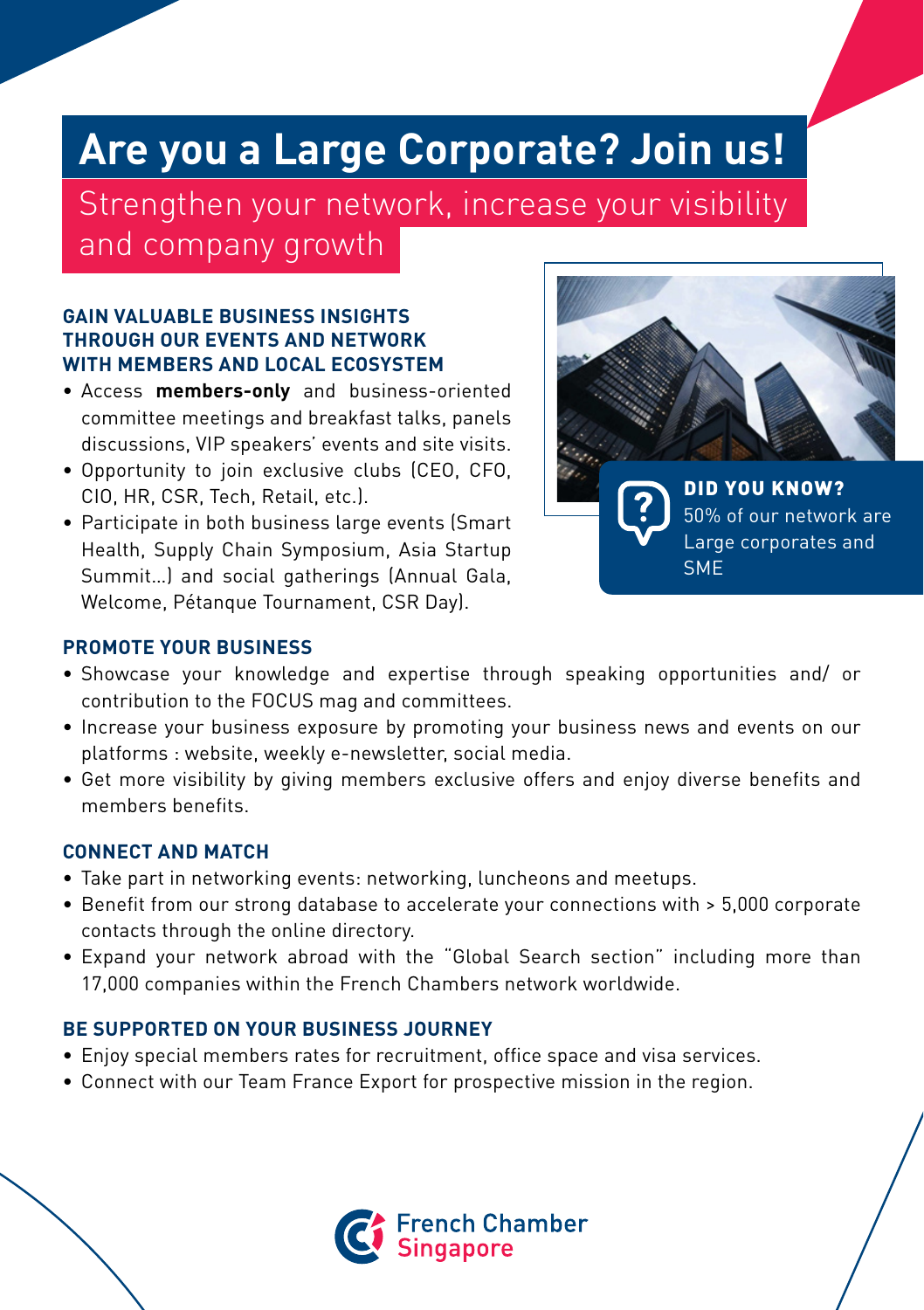# Are you a Large Corporate? Join us!

## Strengthen your network, increase your visibility and company growth

### GAIN VALUABLE BUSINESS INSIGHTS THROUGH OUR EVENTS AND NETWORK WITH MEMBERS AND LOCAL ECOSYSTEM

- Access **members-only** and business-oriented committee meetings and breakfast talks, panels discussions, VIP speakers' events and site visits.
- Opportunity to join exclusive clubs (CEO, CFO, CIO, HR, CSR, Tech, Retail, etc.).
- Participate in both business large events (Smart Health, Supply Chain Symposium, Asia Startup Summit...) and social gatherings (Annual Gala, Welcome, Pétanque Tournament, CSR Day).

**DID YOU KNOW?**
50% of our network are Large corporates and SME

### PROMOTE YOUR BUSINESS

- Showcase your knowledge and expertise through speaking opportunities and/ or contribution to the FOCUS mag and committees.
- Increase your business exposure by promoting your business news and events on our platforms : website, weekly e-newsletter, social media.
- Get more visibility by giving members exclusive offers and enjoy diverse benefits and members benefits.

### CONNECT AND MATCH

- Take part in networking events: networking, luncheons and meetups.
- Benefit from our strong database to accelerate your connections with > 5,000 corporate contacts through the online directory.
- Expand your network abroad with the "Global Search section" including more than 17,000 companies within the French Chambers network worldwide.

### BE SUPPORTED ON YOUR BUSINESS JOURNEY

- Enjoy special members rates for recruitment, office space and visa services.
- Connect with our Team France Export for prospective mission in the region.

French Chamber Singapore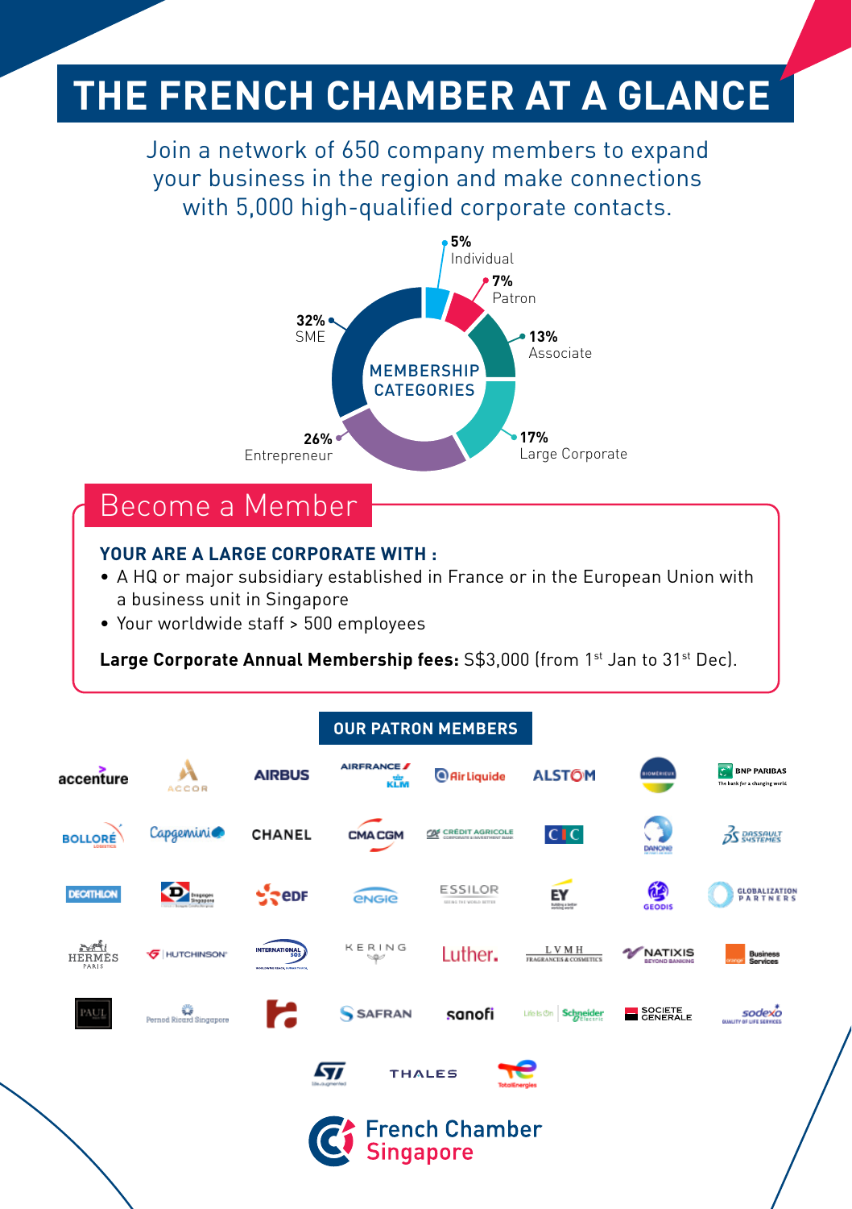# THE FRENCH CHAMBER AT A GLANCE

Join a network of 650 company members to expand your business in the region and make connections with 5,000 high-qualified corporate contacts.

MEMBERSHIP CATEGORIES

5% Individual

7% Patron

13% Associate

17% Large Corporate

26% Entrepreneur

32% SME

## Become a Member

**YOUR ARE A LARGE CORPORATE WITH :**

- A HQ or major subsidiary established in France or in the European Union with a business unit in Singapore
- Your worldwide staff > 500 employees

**Large Corporate Annual Membership fees:** S$3,000 (from 1st Jan to 31st Dec).

## OUR PATRON MEMBERS

accenture, ACCOR, AIRBUS, AIRFRANCE KLM, Air Liquide, ALSTOM, bioMérieux, BNP PARIBAS, BOLLORÉ LOGISTICS, Capgemini, CHANEL, CMA CGM, CRÉDIT AGRICOLE CORPORATE & INVESTMENT BANK, CIC, DANONE, DASSAULT SYSTEMES, DECATHLON, Dragages Singapore, EDF, ENGIE, ESSILOR, EY, GEODIS, GLOBALIZATION PARTNERS, HERMÈS PARIS, HUTCHINSON, INTERNATIONAL SOS, KERING, Luther., LVMH FRAGRANCES & COSMETICS, NATIXIS BEYOND BANKING, Orange Business Services, PAUL, Pernod Ricard Singapore, SAFRAN, sanofi, Schneider Electric, SOCIETE GENERALE, sodexo, ST, THALES, TotalEnergies

French Chamber Singapore